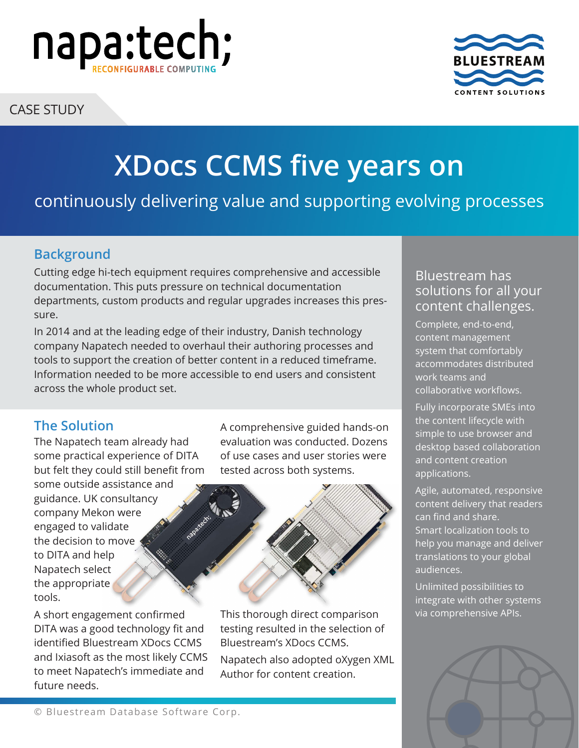CASE STUDY

# XDocs CCMS five years on

continuously delivering value and supporting evolving processes

## Background

Cutting edge hi-tech equipment requires comprehensive and accessible documentation. This puts pressure on technical documentation departments, custom products and regular upgrades increases this pressure.

In 2014 and at the leading edge of their industry, Danish technology company Napatech needed to overhaul their authoring processes and tools to support the creation of better content in a reduced timeframe. Information needed to be more accessible to end users and consistent across the whole product set.

## The Solution

The Napatech team already had some practical experience of DITA but felt they could still benefit from some outside assistance and guidance. UK consultancy company Mekon were engaged to validate the decision to move to DITA and help Napatech select the appropriate tools.

A short engagement confirmed DITA was a good technology fit and identified Bluestream XDocs CCMS and Ixiasoft as the most likely CCMS to meet Napatech's immediate and future needs.

A comprehensive guided hands-on evaluation was conducted. Dozens of use cases and user stories were tested across both systems.

This thorough direct comparison testing resulted in the selection of Bluestream's XDocs CCMS.

Napatech also adopted oXygen XML Author for content creation.

### Bluestream has solutions for all your content challenges.

Complete, end-to-end, content management system that comfortably accommodates distributed work teams and collaborative workflows.

Fully incorporate SMEs into the content lifecycle with simple to use browser and desktop based collaboration and content creation applications.

Agile, automated, responsive content delivery that readers can find and share.

Smart localization tools to help you manage and deliver translations to your global audiences.

Unlimited possibilities to integrate with other systems via comprehensive APIs.

© Bluestream Database Software Corp.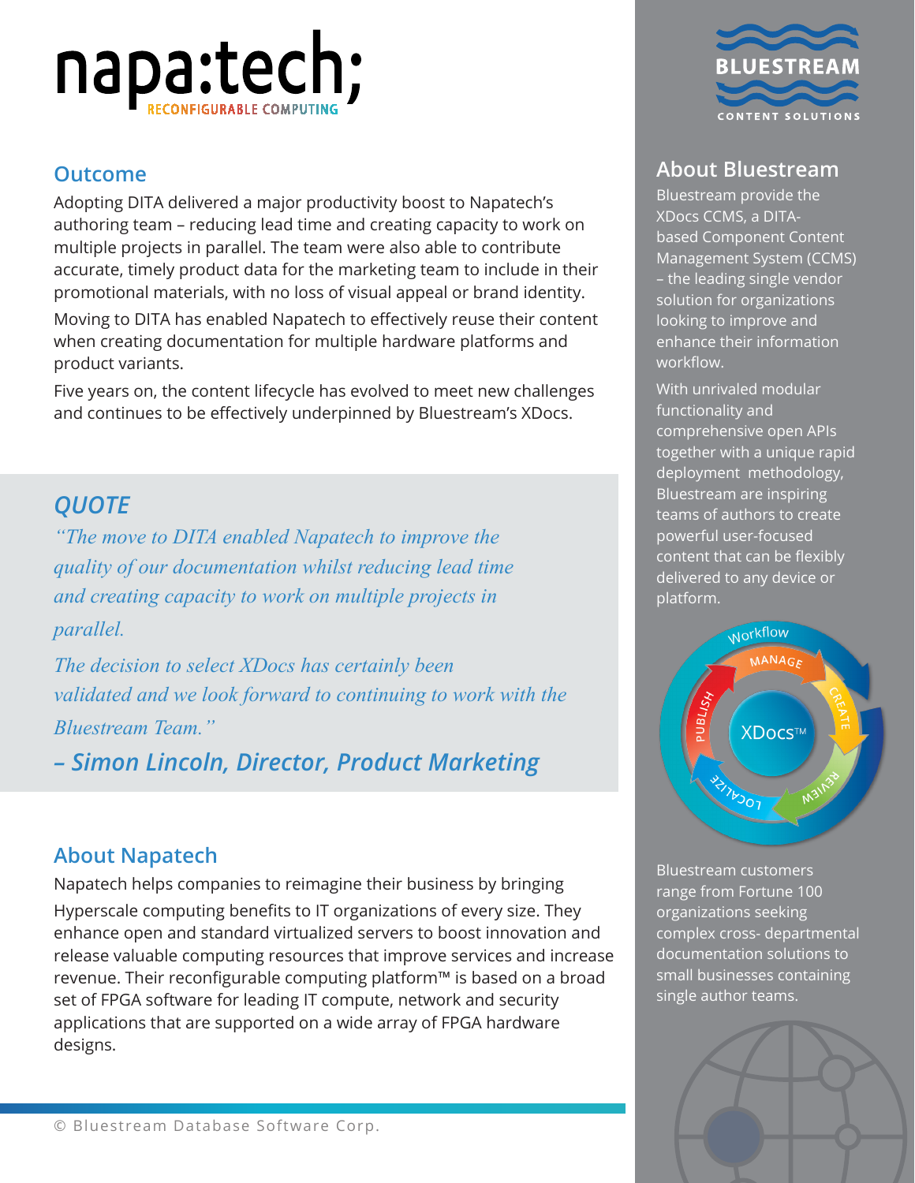napa:tech;
RECONFIGURABLE COMPUTING

## Outcome

Adopting DITA delivered a major productivity boost to Napatech's authoring team – reducing lead time and creating capacity to work on multiple projects in parallel. The team were also able to contribute accurate, timely product data for the marketing team to include in their promotional materials, with no loss of visual appeal or brand identity.

Moving to DITA has enabled Napatech to effectively reuse their content when creating documentation for multiple hardware platforms and product variants.

Five years on, the content lifecycle has evolved to meet new challenges and continues to be effectively underpinned by Bluestream's XDocs.

## *QUOTE*

*"The move to DITA enabled Napatech to improve the quality of our documentation whilst reducing lead time and creating capacity to work on multiple projects in parallel.*

*The decision to select XDocs has certainly been validated and we look forward to continuing to work with the Bluestream Team."*

***– Simon Lincoln, Director, Product Marketing***

## About Napatech

Napatech helps companies to reimagine their business by bringing Hyperscale computing benefits to IT organizations of every size. They enhance open and standard virtualized servers to boost innovation and release valuable computing resources that improve services and increase revenue. Their reconfigurable computing platform™ is based on a broad set of FPGA software for leading IT compute, network and security applications that are supported on a wide array of FPGA hardware designs.

© Bluestream Database Software Corp.

BLUESTREAM
CONTENT SOLUTIONS

## About Bluestream

Bluestream provide the XDocs CCMS, a DITA-based Component Content Management System (CCMS) – the leading single vendor solution for organizations looking to improve and enhance their information workflow.

With unrivaled modular functionality and comprehensive open APIs together with a unique rapid deployment methodology, Bluestream are inspiring teams of authors to create powerful user-focused content that can be flexibly delivered to any device or platform.

Workflow
MANAGE
CREATE
REVIEW
LOCALIZE
PUBLISH
XDocs™

Bluestream customers range from Fortune 100 organizations seeking complex cross- departmental documentation solutions to small businesses containing single author teams.